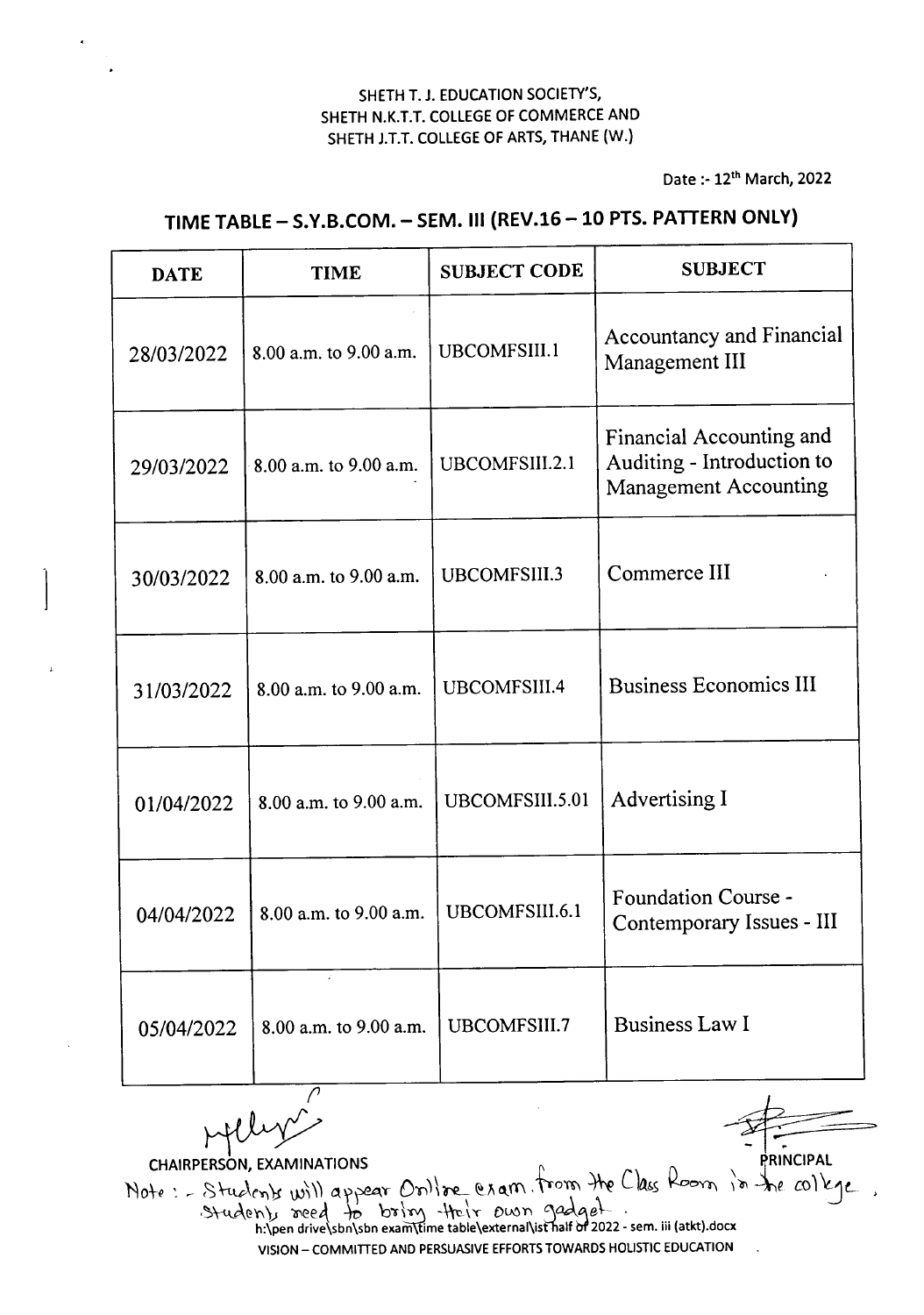SHETH T. J. EDUCATION SOCIETY'S,
SHETH N.K.T.T. COLLEGE OF COMMERCE AND
SHETH J.T.T. COLLEGE OF ARTS, THANE (W.)

Date :- 12th March, 2022

## TIME TABLE – S.Y.B.COM. – SEM. III (REV.16 – 10 PTS. PATTERN ONLY)

| DATE | TIME | SUBJECT CODE | SUBJECT |
|---|---|---|---|
| 28/03/2022 | 8.00 a.m. to 9.00 a.m. | UBCOMFSIII.1 | Accountancy and Financial Management III |
| 29/03/2022 | 8.00 a.m. to 9.00 a.m. | UBCOMFSIII.2.1 | Financial Accounting and Auditing - Introduction to Management Accounting |
| 30/03/2022 | 8.00 a.m. to 9.00 a.m. | UBCOMFSIII.3 | Commerce III |
| 31/03/2022 | 8.00 a.m. to 9.00 a.m. | UBCOMFSIII.4 | Business Economics III |
| 01/04/2022 | 8.00 a.m. to 9.00 a.m. | UBCOMFSIII.5.01 | Advertising I |
| 04/04/2022 | 8.00 a.m. to 9.00 a.m. | UBCOMFSIII.6.1 | Foundation Course - Contemporary Issues - III |
| 05/04/2022 | 8.00 a.m. to 9.00 a.m. | UBCOMFSIII.7 | Business Law I |

CHAIRPERSON, EXAMINATIONS

PRINCIPAL

Note : - Students will appear Online exam. from the Class Room in the college, Students need to bring their own gadget.

h:\pen drive\sbn\sbn exam\time table\external\ist half of 2022 - sem. iii (atkt).docx

VISION – COMMITTED AND PERSUASIVE EFFORTS TOWARDS HOLISTIC EDUCATION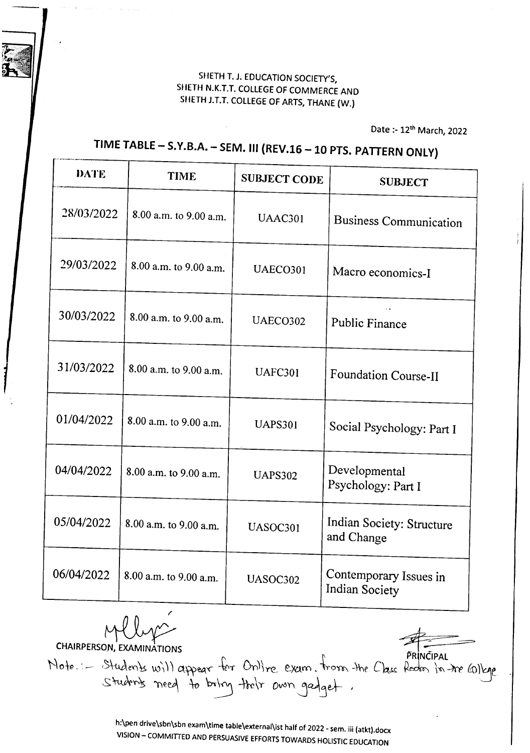SHETH T. J. EDUCATION SOCIETY'S,
SHETH N.K.T.T. COLLEGE OF COMMERCE AND
SHETH J.T.T. COLLEGE OF ARTS, THANE (W.)

Date :- 12th March, 2022

## TIME TABLE – S.Y.B.A. – SEM. III (REV.16 – 10 PTS. PATTERN ONLY)

| DATE | TIME | SUBJECT CODE | SUBJECT |
|---|---|---|---|
| 28/03/2022 | 8.00 a.m. to 9.00 a.m. | UAAC301 | Business Communication |
| 29/03/2022 | 8.00 a.m. to 9.00 a.m. | UAECO301 | Macro economics-I |
| 30/03/2022 | 8.00 a.m. to 9.00 a.m. | UAECO302 | Public Finance |
| 31/03/2022 | 8.00 a.m. to 9.00 a.m. | UAFC301 | Foundation Course-II |
| 01/04/2022 | 8.00 a.m. to 9.00 a.m. | UAPS301 | Social Psychology: Part I |
| 04/04/2022 | 8.00 a.m. to 9.00 a.m. | UAPS302 | Developmental Psychology: Part I |
| 05/04/2022 | 8.00 a.m. to 9.00 a.m. | UASOC301 | Indian Society: Structure and Change |
| 06/04/2022 | 8.00 a.m. to 9.00 a.m. | UASOC302 | Contemporary Issues in Indian Society |

CHAIRPERSON, EXAMINATIONS

PRINCIPAL

Note. :- Students will appear for Online exam. from the Class Room in the College Students need to bring their own gadget.

h:\pen drive\sbn\sbn exam\time table\external\ist half of 2022 - sem. iii (atkt).docx

VISION – COMMITTED AND PERSUASIVE EFFORTS TOWARDS HOLISTIC EDUCATION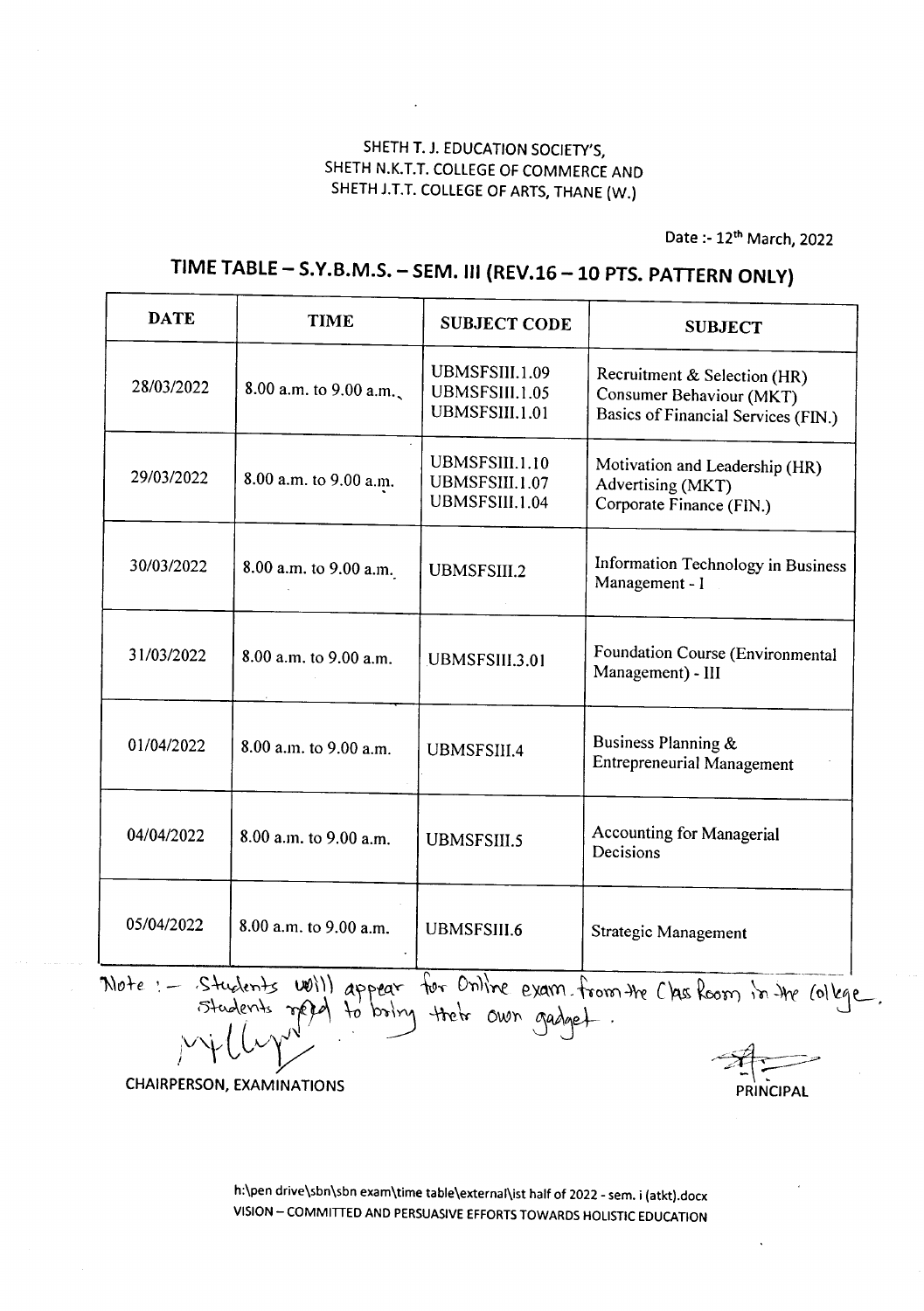SHETH T. J. EDUCATION SOCIETY'S,
SHETH N.K.T.T. COLLEGE OF COMMERCE AND
SHETH J.T.T. COLLEGE OF ARTS, THANE (W.)

Date :- 12th March, 2022

# TIME TABLE – S.Y.B.M.S. – SEM. III (REV.16 – 10 PTS. PATTERN ONLY)

| DATE | TIME | SUBJECT CODE | SUBJECT |
|---|---|---|---|
| 28/03/2022 | 8.00 a.m. to 9.00 a.m. | UBMSFSIII.1.09<br>UBMSFSIII.1.05<br>UBMSFSIII.1.01 | Recruitment & Selection (HR)<br>Consumer Behaviour (MKT)<br>Basics of Financial Services (FIN.) |
| 29/03/2022 | 8.00 a.m. to 9.00 a.m. | UBMSFSIII.1.10<br>UBMSFSIII.1.07<br>UBMSFSIII.1.04 | Motivation and Leadership (HR)<br>Advertising (MKT)<br>Corporate Finance (FIN.) |
| 30/03/2022 | 8.00 a.m. to 9.00 a.m. | UBMSFSIII.2 | Information Technology in Business Management - I |
| 31/03/2022 | 8.00 a.m. to 9.00 a.m. | UBMSFSIII.3.01 | Foundation Course (Environmental Management) - III |
| 01/04/2022 | 8.00 a.m. to 9.00 a.m. | UBMSFSIII.4 | Business Planning & Entrepreneurial Management |
| 04/04/2022 | 8.00 a.m. to 9.00 a.m. | UBMSFSIII.5 | Accounting for Managerial Decisions |
| 05/04/2022 | 8.00 a.m. to 9.00 a.m. | UBMSFSIII.6 | Strategic Management |

Note :- Students will appear for Online exam from the Class Room in the College. Students need to bring their own gadget.

CHAIRPERSON, EXAMINATIONS

PRINCIPAL

h:\pen drive\sbn\sbn exam\time table\external\ist half of 2022 - sem. i (atkt).docx
VISION – COMMITTED AND PERSUASIVE EFFORTS TOWARDS HOLISTIC EDUCATION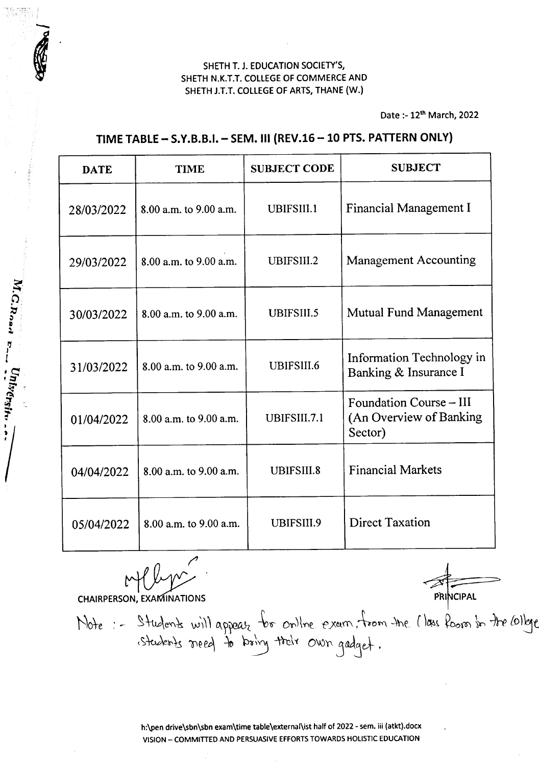SHETH T. J. EDUCATION SOCIETY'S,
SHETH N.K.T.T. COLLEGE OF COMMERCE AND
SHETH J.T.T. COLLEGE OF ARTS, THANE (W.)

Date :- 12th March, 2022

## TIME TABLE – S.Y.B.B.I. – SEM. III (REV.16 – 10 PTS. PATTERN ONLY)

| DATE | TIME | SUBJECT CODE | SUBJECT |
|---|---|---|---|
| 28/03/2022 | 8.00 a.m. to 9.00 a.m. | UBIFSIII.1 | Financial Management I |
| 29/03/2022 | 8.00 a.m. to 9.00 a.m. | UBIFSIII.2 | Management Accounting |
| 30/03/2022 | 8.00 a.m. to 9.00 a.m. | UBIFSIII.5 | Mutual Fund Management |
| 31/03/2022 | 8.00 a.m. to 9.00 a.m. | UBIFSIII.6 | Information Technology in Banking & Insurance I |
| 01/04/2022 | 8.00 a.m. to 9.00 a.m. | UBIFSIII.7.1 | Foundation Course – III (An Overview of Banking Sector) |
| 04/04/2022 | 8.00 a.m. to 9.00 a.m. | UBIFSIII.8 | Financial Markets |
| 05/04/2022 | 8.00 a.m. to 9.00 a.m. | UBIFSIII.9 | Direct Taxation |

CHAIRPERSON, EXAMINATIONS

PRINCIPAL

Note :- Students will appear for online exam, from the Class Room in the College. Students need to bring their own gadget.

h:\pen drive\sbn\sbn exam\time table\external\ist half of 2022 - sem. iii (atkt).docx

VISION – COMMITTED AND PERSUASIVE EFFORTS TOWARDS HOLISTIC EDUCATION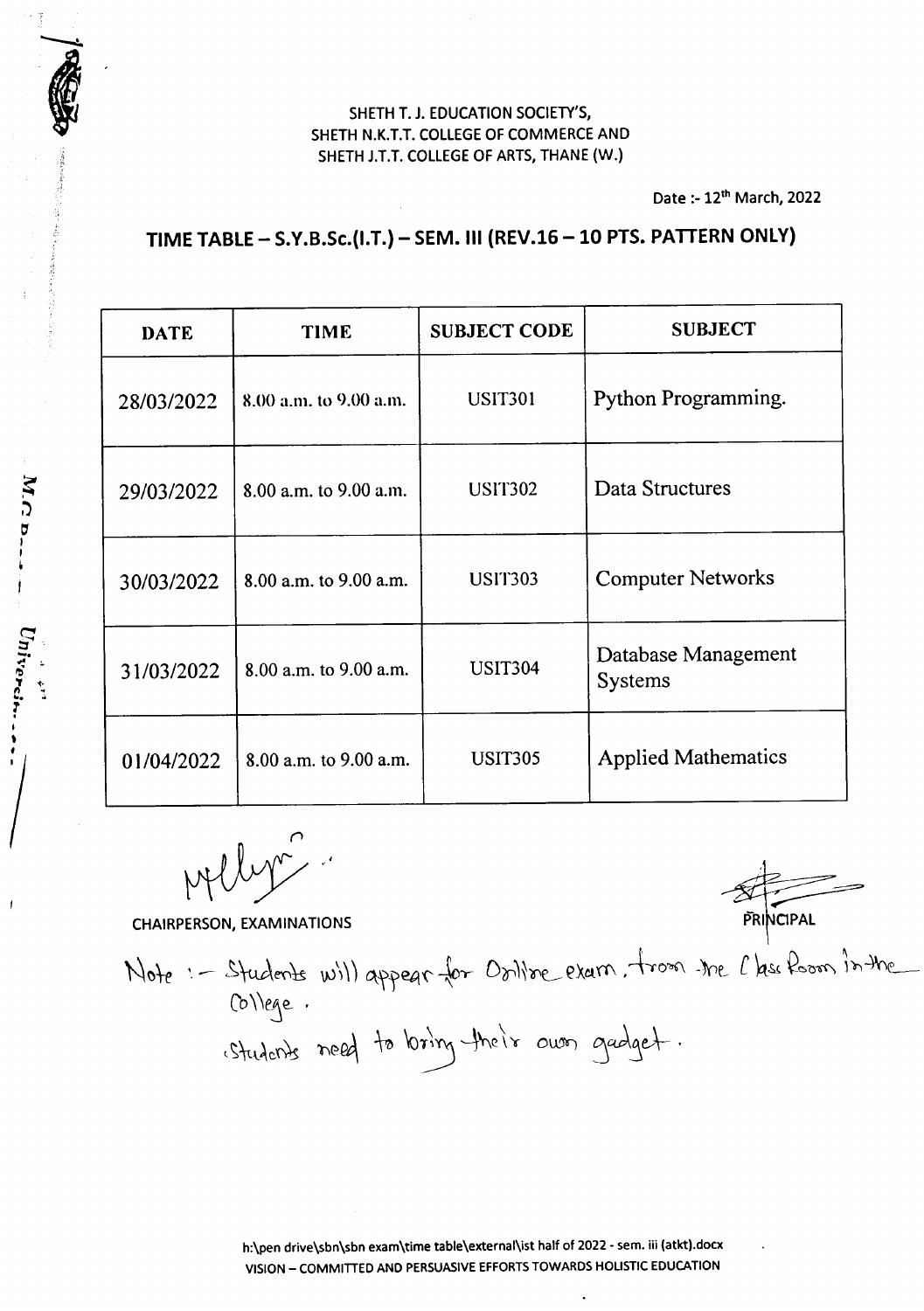SHETH T. J. EDUCATION SOCIETY'S,
SHETH N.K.T.T. COLLEGE OF COMMERCE AND
SHETH J.T.T. COLLEGE OF ARTS, THANE (W.)

Date :- 12th March, 2022

## TIME TABLE – S.Y.B.Sc.(I.T.) – SEM. III (REV.16 – 10 PTS. PATTERN ONLY)

| DATE | TIME | SUBJECT CODE | SUBJECT |
|---|---|---|---|
| 28/03/2022 | 8.00 a.m. to 9.00 a.m. | USIT301 | Python Programming. |
| 29/03/2022 | 8.00 a.m. to 9.00 a.m. | USIT302 | Data Structures |
| 30/03/2022 | 8.00 a.m. to 9.00 a.m. | USIT303 | Computer Networks |
| 31/03/2022 | 8.00 a.m. to 9.00 a.m. | USIT304 | Database Management Systems |
| 01/04/2022 | 8.00 a.m. to 9.00 a.m. | USIT305 | Applied Mathematics |

CHAIRPERSON, EXAMINATIONS

PRINCIPAL

Note :- Students will appear for Online exam, from the Class Room in the College.
Students need to bring their own gadget.

h:\pen drive\sbn\sbn exam\time table\external\ist half of 2022 - sem. iii (atkt).docx
VISION – COMMITTED AND PERSUASIVE EFFORTS TOWARDS HOLISTIC EDUCATION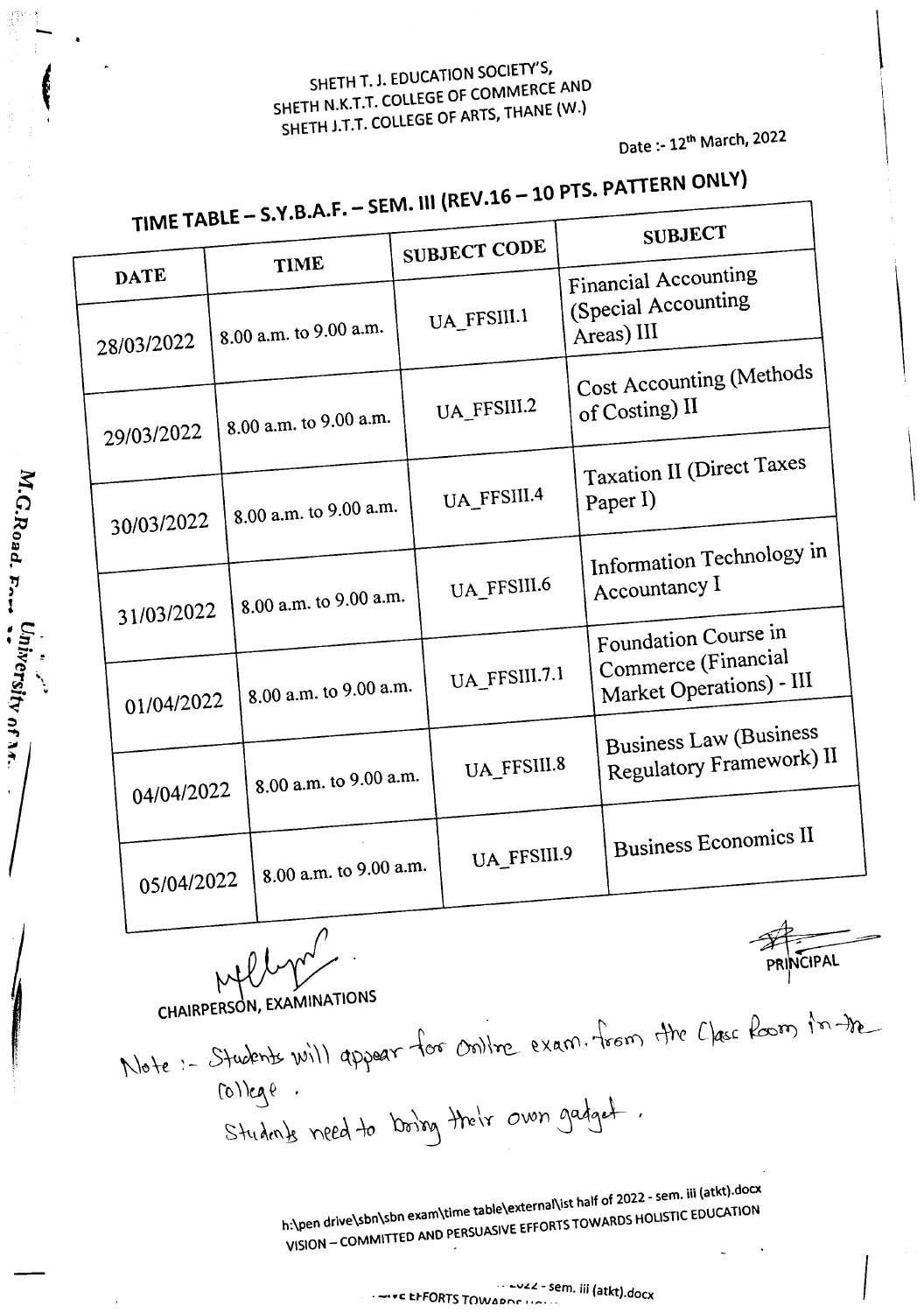SHETH T. J. EDUCATION SOCIETY'S,
SHETH N.K.T.T. COLLEGE OF COMMERCE AND
SHETH J.T.T. COLLEGE OF ARTS, THANE (W.)

Date :- 12th March, 2022

## TIME TABLE – S.Y.B.A.F. – SEM. III (REV.16 – 10 PTS. PATTERN ONLY)

| DATE | TIME | SUBJECT CODE | SUBJECT |
|---|---|---|---|
| 28/03/2022 | 8.00 a.m. to 9.00 a.m. | UA_FFSIII.1 | Financial Accounting (Special Accounting Areas) III |
| 29/03/2022 | 8.00 a.m. to 9.00 a.m. | UA_FFSIII.2 | Cost Accounting (Methods of Costing) II |
| 30/03/2022 | 8.00 a.m. to 9.00 a.m. | UA_FFSIII.4 | Taxation II (Direct Taxes Paper I) |
| 31/03/2022 | 8.00 a.m. to 9.00 a.m. | UA_FFSIII.6 | Information Technology in Accountancy I |
| 01/04/2022 | 8.00 a.m. to 9.00 a.m. | UA_FFSIII.7.1 | Foundation Course in Commerce (Financial Market Operations) - III |
| 04/04/2022 | 8.00 a.m. to 9.00 a.m. | UA_FFSIII.8 | Business Law (Business Regulatory Framework) II |
| 05/04/2022 | 8.00 a.m. to 9.00 a.m. | UA_FFSIII.9 | Business Economics II |

CHAIRPERSON, EXAMINATIONS

PRINCIPAL

Note :- Students will appear for Online exam. from the Class Room in the College.
Students need to bring their own gadget.

h:\pen drive\sbn\sbn exam\time table\external\ist half of 2022 - sem. iii (atkt).docx
VISION – COMMITTED AND PERSUASIVE EFFORTS TOWARDS HOLISTIC EDUCATION